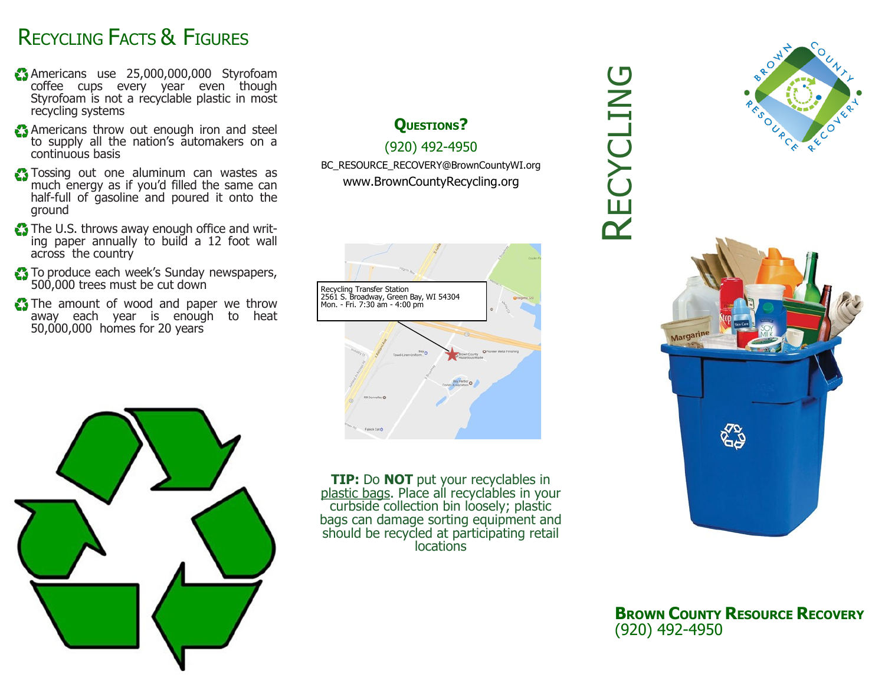# Recycling Facts & Figures

- Americans use 25,000,000,000 Styrofoam coffee cups every year even though Styrofoam is not a recyclable plastic in most recycling systems
- Americans throw out enough iron and steel to supply all the nation's automakers on a continuous basis
- Tossing out one aluminum can wastes as much energy as if you'd filled the same can half-full of gasoline and poured it onto the ground
- The U.S. throws away enough office and writing paper annually to build a 12 foot wall across the country
- To produce each week's Sunday newspapers, 500,000 trees must be cut down
- The amount of wood and paper we throw away each year is enough to heat 50,000,000 homes for 20 years

## Questions?

(920) 492-4950

BC_RESOURCE_RECOVERY@BrownCountyWI.org

www.BrownCountyRecycling.org

Recycling Transfer Station
2561 S. Broadway, Green Bay, WI 54304
Mon. - Fri. 7:30 am - 4:00 pm

**TIP:** Do **NOT** put your recyclables in plastic bags. Place all recyclables in your curbside collection bin loosely; plastic bags can damage sorting equipment and should be recycled at participating retail locations

# Recycling

**Brown County Resource Recovery**
(920) 492-4950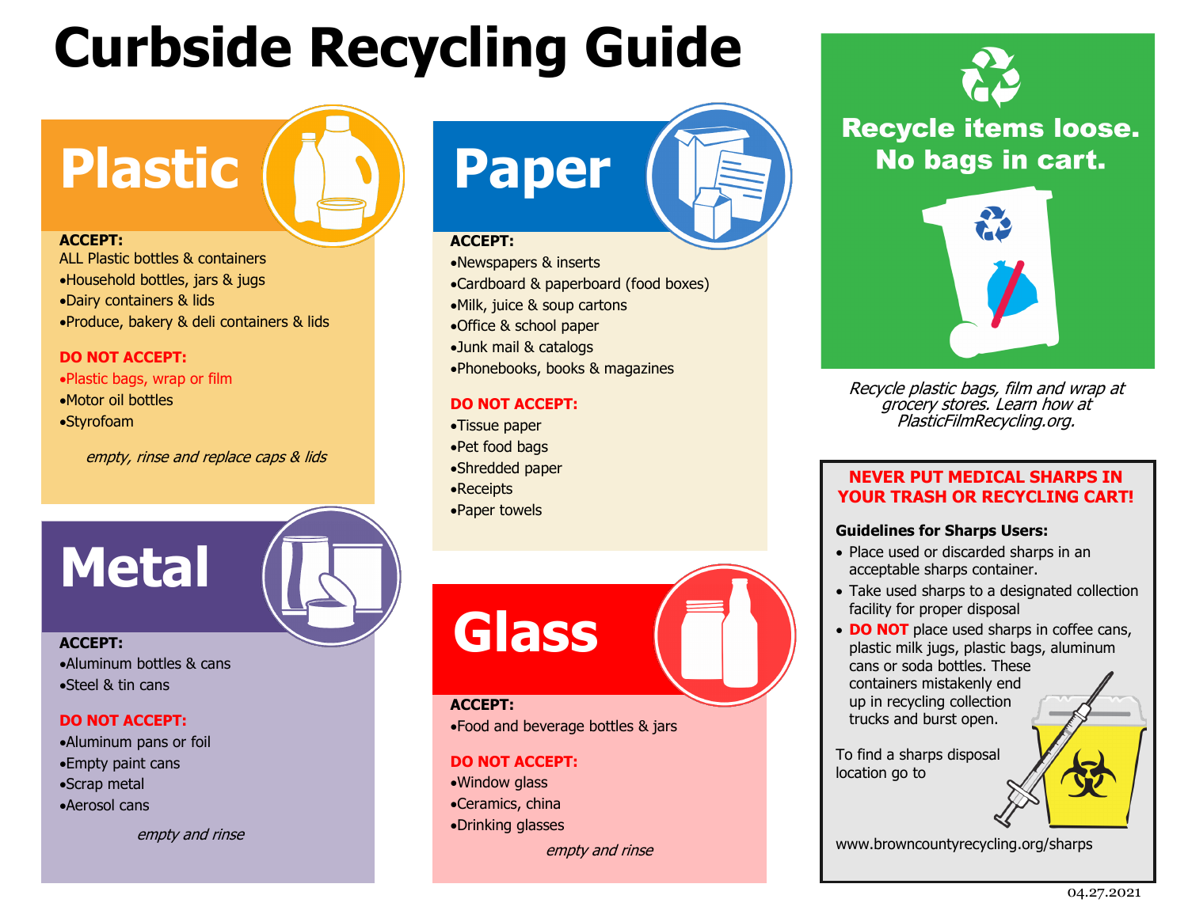# Curbside Recycling Guide

## Plastic

**ACCEPT:**

ALL Plastic bottles & containers

- Household bottles, jars & jugs
- Dairy containers & lids
- Produce, bakery & deli containers & lids

**DO NOT ACCEPT:**

- Plastic bags, wrap or film
- Motor oil bottles
- Styrofoam

*empty, rinse and replace caps & lids*

## Metal

**ACCEPT:**

- Aluminum bottles & cans
- Steel & tin cans

**DO NOT ACCEPT:**

- Aluminum pans or foil
- Empty paint cans
- Scrap metal
- Aerosol cans

*empty and rinse*

## Paper

**ACCEPT:**

- Newspapers & inserts
- Cardboard & paperboard (food boxes)
- Milk, juice & soup cartons
- Office & school paper
- Junk mail & catalogs
- Phonebooks, books & magazines

**DO NOT ACCEPT:**

- Tissue paper
- Pet food bags
- Shredded paper
- Receipts
- Paper towels

## Glass

**ACCEPT:**

- Food and beverage bottles & jars

**DO NOT ACCEPT:**

- Window glass
- Ceramics, china
- Drinking glasses

*empty and rinse*

**Recycle items loose. No bags in cart.**

*Recycle plastic bags, film and wrap at grocery stores. Learn how at PlasticFilmRecycling.org.*

**NEVER PUT MEDICAL SHARPS IN YOUR TRASH OR RECYCLING CART!**

**Guidelines for Sharps Users:**

- Place used or discarded sharps in an acceptable sharps container.
- Take used sharps to a designated collection facility for proper disposal
- **DO NOT** place used sharps in coffee cans, plastic milk jugs, plastic bags, aluminum cans or soda bottles. These containers mistakenly end up in recycling collection trucks and burst open.

To find a sharps disposal location go to

www.browncountyrecycling.org/sharps

04.27.2021